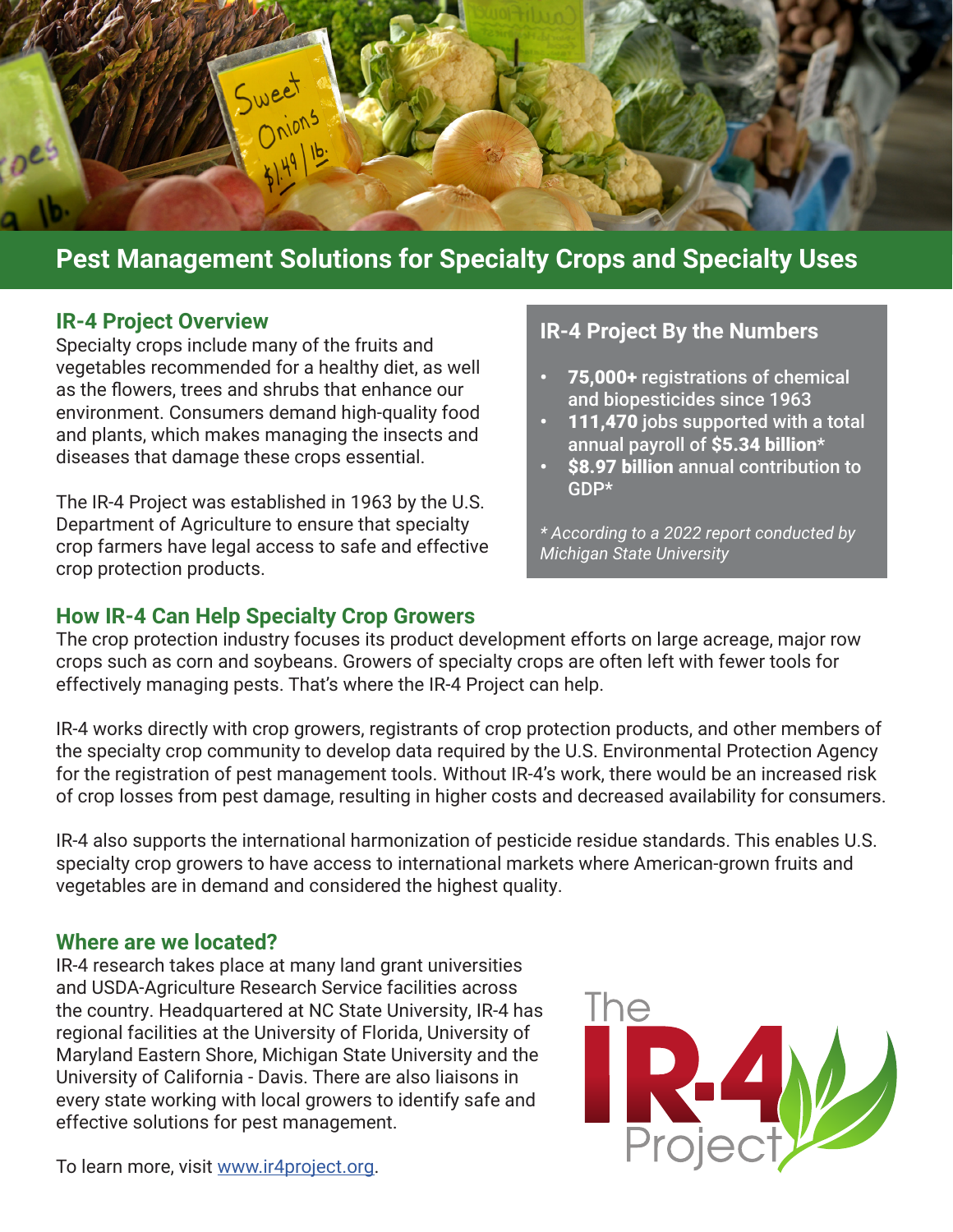# Pest Management Solutions for Specialty Crops and Specialty Uses

## IR-4 Project Overview

Specialty crops include many of the fruits and vegetables recommended for a healthy diet, as well as the flowers, trees and shrubs that enhance our environment. Consumers demand high-quality food and plants, which makes managing the insects and diseases that damage these crops essential.

The IR-4 Project was established in 1963 by the U.S. Department of Agriculture to ensure that specialty crop farmers have legal access to safe and effective crop protection products.

## IR-4 Project By the Numbers

- **75,000+** registrations of chemical and biopesticides since 1963
- **111,470** jobs supported with a total annual payroll of **$5.34 billion***
- **$8.97 billion** annual contribution to GDP*

*\* According to a 2022 report conducted by Michigan State University*

## How IR-4 Can Help Specialty Crop Growers

The crop protection industry focuses its product development efforts on large acreage, major row crops such as corn and soybeans. Growers of specialty crops are often left with fewer tools for effectively managing pests. That's where the IR-4 Project can help.

IR-4 works directly with crop growers, registrants of crop protection products, and other members of the specialty crop community to develop data required by the U.S. Environmental Protection Agency for the registration of pest management tools. Without IR-4's work, there would be an increased risk of crop losses from pest damage, resulting in higher costs and decreased availability for consumers.

IR-4 also supports the international harmonization of pesticide residue standards. This enables U.S. specialty crop growers to have access to international markets where American-grown fruits and vegetables are in demand and considered the highest quality.

## Where are we located?

IR-4 research takes place at many land grant universities and USDA-Agriculture Research Service facilities across the country. Headquartered at NC State University, IR-4 has regional facilities at the University of Florida, University of Maryland Eastern Shore, Michigan State University and the University of California - Davis. There are also liaisons in every state working with local growers to identify safe and effective solutions for pest management.

To learn more, visit [www.ir4project.org](http://www.ir4project.org).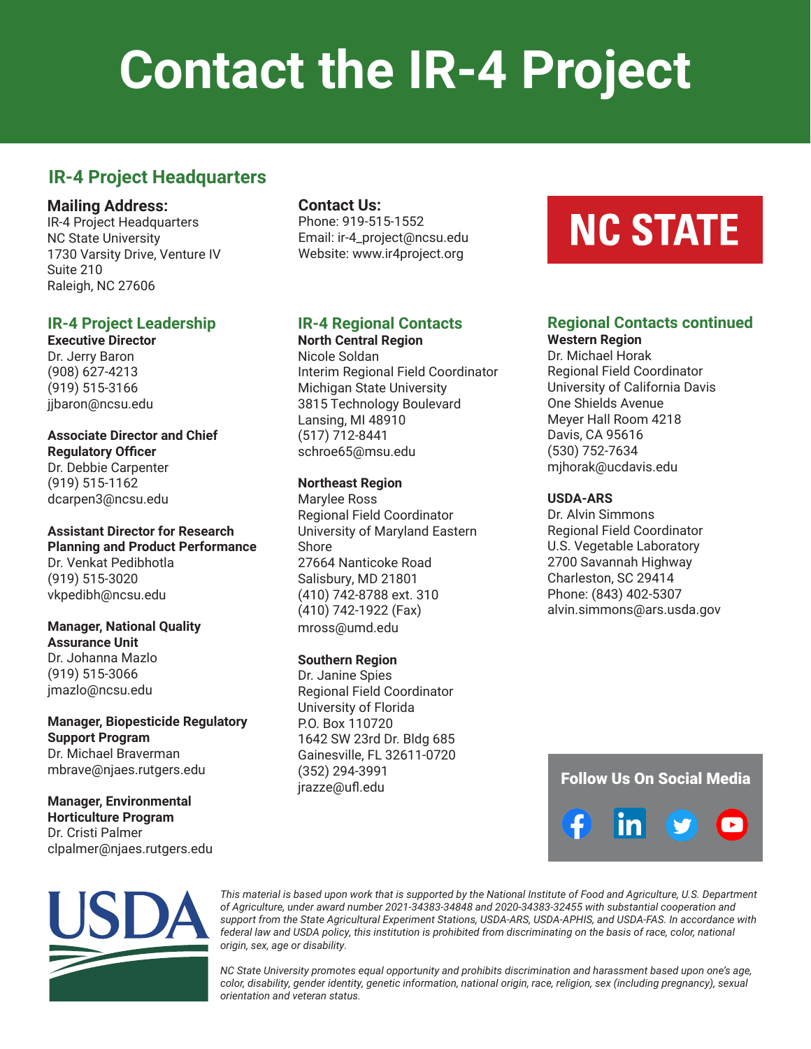# Contact the IR-4 Project

## IR-4 Project Headquarters

**Mailing Address:**
IR-4 Project Headquarters
NC State University
1730 Varsity Drive, Venture IV
Suite 210
Raleigh, NC 27606

**Contact Us:**
Phone: 919-515-1552
Email: ir-4_project@ncsu.edu
Website: www.ir4project.org

NC STATE

## IR-4 Project Leadership

**Executive Director**
Dr. Jerry Baron
(908) 627-4213
(919) 515-3166
jjbaron@ncsu.edu

**Associate Director and Chief Regulatory Officer**
Dr. Debbie Carpenter
(919) 515-1162
dcarpen3@ncsu.edu

**Assistant Director for Research Planning and Product Performance**
Dr. Venkat Pedibhotla
(919) 515-3020
vkpedibh@ncsu.edu

**Manager, National Quality Assurance Unit**
Dr. Johanna Mazlo
(919) 515-3066
jmazlo@ncsu.edu

**Manager, Biopesticide Regulatory Support Program**
Dr. Michael Braverman
mbrave@njaes.rutgers.edu

**Manager, Environmental Horticulture Program**
Dr. Cristi Palmer
clpalmer@njaes.rutgers.edu

## IR-4 Regional Contacts

**North Central Region**
Nicole Soldan
Interim Regional Field Coordinator
Michigan State University
3815 Technology Boulevard
Lansing, MI 48910
(517) 712-8441
schroe65@msu.edu

**Northeast Region**
Marylee Ross
Regional Field Coordinator
University of Maryland Eastern Shore
27664 Nanticoke Road
Salisbury, MD 21801
(410) 742-8788 ext. 310
(410) 742-1922 (Fax)
mross@umd.edu

**Southern Region**
Dr. Janine Spies
Regional Field Coordinator
University of Florida
P.O. Box 110720
1642 SW 23rd Dr. Bldg 685
Gainesville, FL 32611-0720
(352) 294-3991
jrazze@ufl.edu

## Regional Contacts continued

**Western Region**
Dr. Michael Horak
Regional Field Coordinator
University of California Davis
One Shields Avenue
Meyer Hall Room 4218
Davis, CA 95616
(530) 752-7634
mjhorak@ucdavis.edu

**USDA-ARS**
Dr. Alvin Simmons
Regional Field Coordinator
U.S. Vegetable Laboratory
2700 Savannah Highway
Charleston, SC 29414
Phone: (843) 402-5307
alvin.simmons@ars.usda.gov

**Follow Us On Social Media**

USDA

*This material is based upon work that is supported by the National Institute of Food and Agriculture, U.S. Department of Agriculture, under award number 2021-34383-34848 and 2020-34383-32455 with substantial cooperation and support from the State Agricultural Experiment Stations, USDA-ARS, USDA-APHIS, and USDA-FAS. In accordance with federal law and USDA policy, this institution is prohibited from discriminating on the basis of race, color, national origin, sex, age or disability.*

*NC State University promotes equal opportunity and prohibits discrimination and harassment based upon one's age, color, disability, gender identity, genetic information, national origin, race, religion, sex (including pregnancy), sexual orientation and veteran status.*